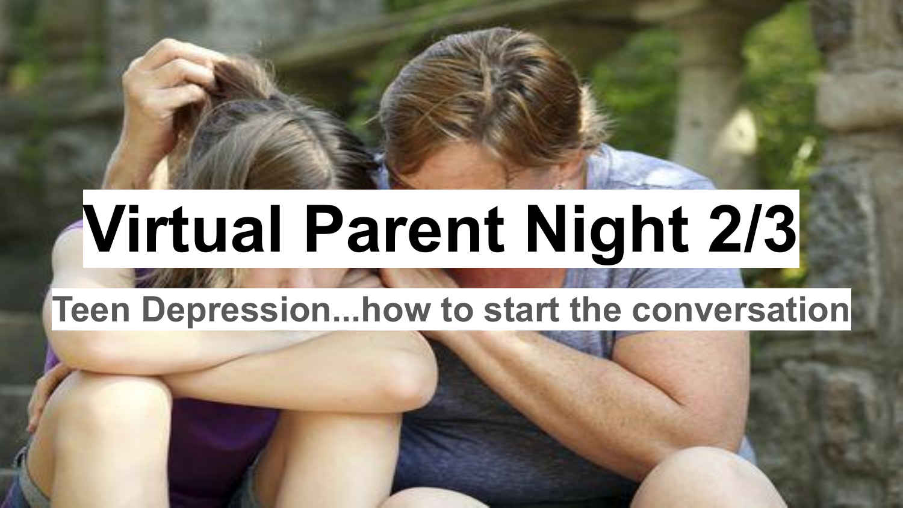# Virtual Parent Night 2/3

## Teen Depression...how to start the conversation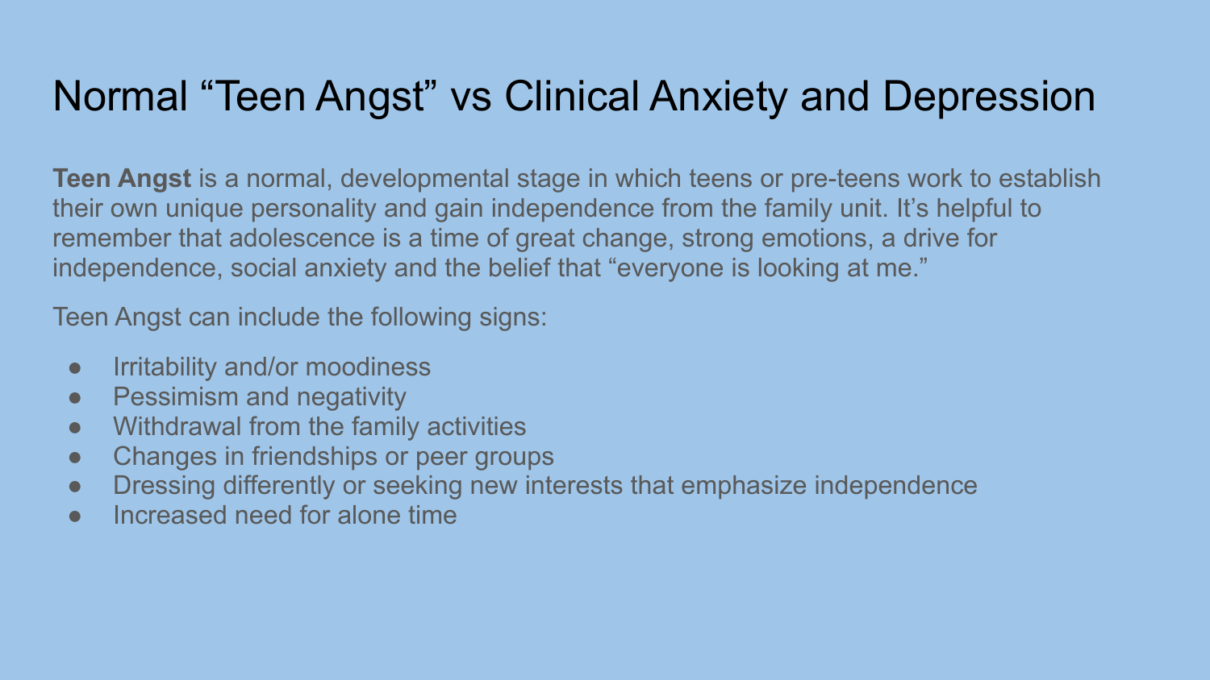# Normal "Teen Angst" vs Clinical Anxiety and Depression

**Teen Angst** is a normal, developmental stage in which teens or pre-teens work to establish their own unique personality and gain independence from the family unit. It's helpful to remember that adolescence is a time of great change, strong emotions, a drive for independence, social anxiety and the belief that "everyone is looking at me."

Teen Angst can include the following signs:

- Irritability and/or moodiness
- Pessimism and negativity
- Withdrawal from the family activities
- Changes in friendships or peer groups
- Dressing differently or seeking new interests that emphasize independence
- Increased need for alone time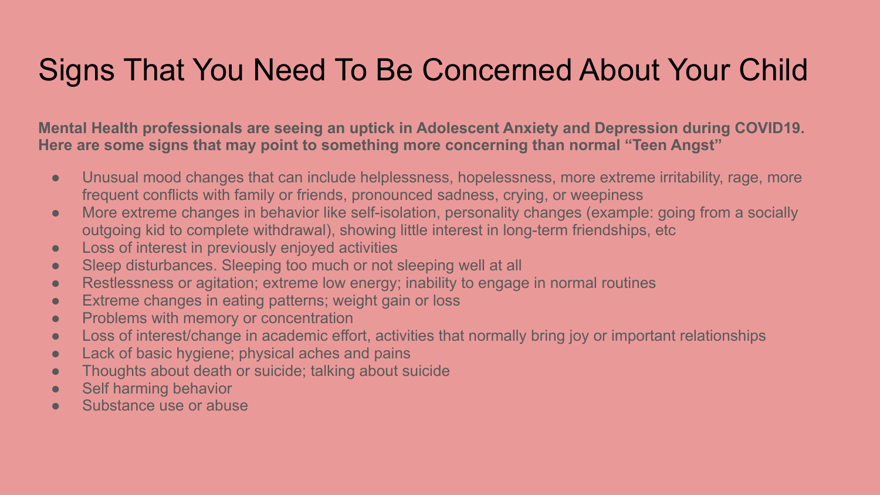# Signs That You Need To Be Concerned About Your Child

**Mental Health professionals are seeing an uptick in Adolescent Anxiety and Depression during COVID19. Here are some signs that may point to something more concerning than normal "Teen Angst"**

- Unusual mood changes that can include helplessness, hopelessness, more extreme irritability, rage, more frequent conflicts with family or friends, pronounced sadness, crying, or weepiness
- More extreme changes in behavior like self-isolation, personality changes (example: going from a socially outgoing kid to complete withdrawal), showing little interest in long-term friendships, etc
- Loss of interest in previously enjoyed activities
- Sleep disturbances. Sleeping too much or not sleeping well at all
- Restlessness or agitation; extreme low energy; inability to engage in normal routines
- Extreme changes in eating patterns; weight gain or loss
- Problems with memory or concentration
- Loss of interest/change in academic effort, activities that normally bring joy or important relationships
- Lack of basic hygiene; physical aches and pains
- Thoughts about death or suicide; talking about suicide
- Self harming behavior
- Substance use or abuse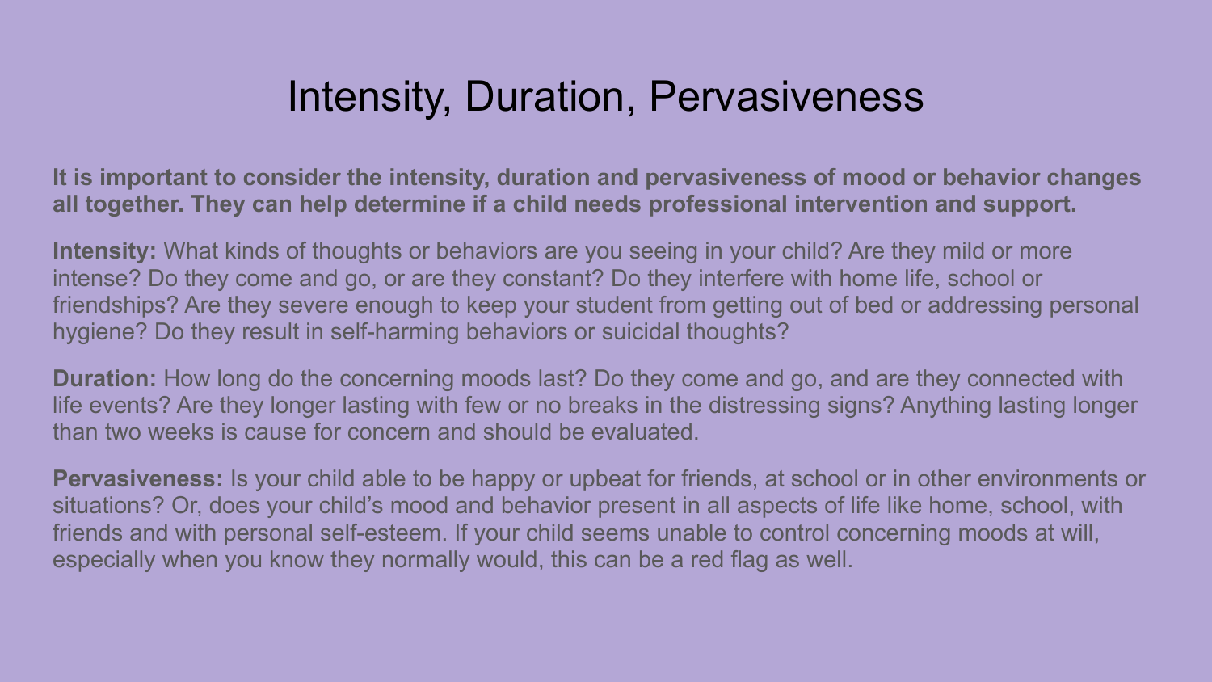# Intensity, Duration, Pervasiveness

**It is important to consider the intensity, duration and pervasiveness of mood or behavior changes all together. They can help determine if a child needs professional intervention and support.**

**Intensity:** What kinds of thoughts or behaviors are you seeing in your child? Are they mild or more intense? Do they come and go, or are they constant? Do they interfere with home life, school or friendships? Are they severe enough to keep your student from getting out of bed or addressing personal hygiene? Do they result in self-harming behaviors or suicidal thoughts?

**Duration:** How long do the concerning moods last? Do they come and go, and are they connected with life events? Are they longer lasting with few or no breaks in the distressing signs? Anything lasting longer than two weeks is cause for concern and should be evaluated.

**Pervasiveness:** Is your child able to be happy or upbeat for friends, at school or in other environments or situations? Or, does your child's mood and behavior present in all aspects of life like home, school, with friends and with personal self-esteem. If your child seems unable to control concerning moods at will, especially when you know they normally would, this can be a red flag as well.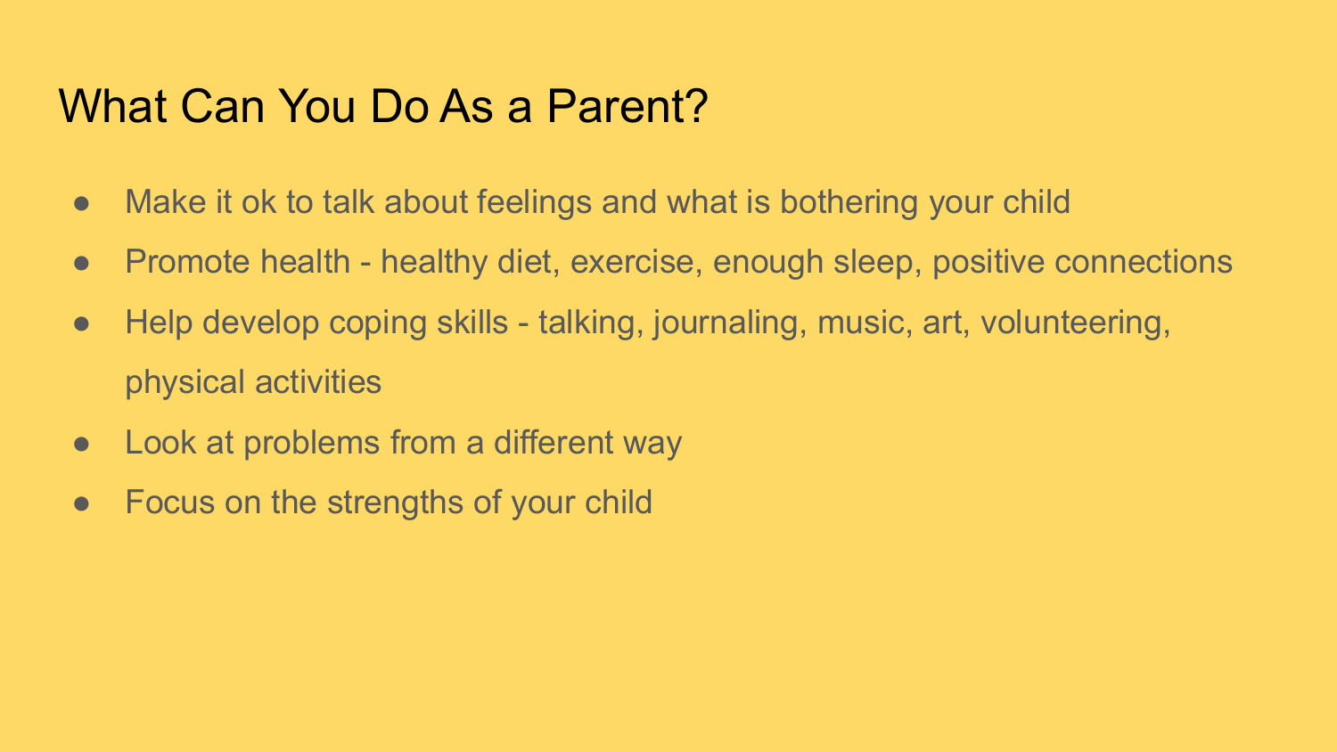# What Can You Do As a Parent?

- Make it ok to talk about feelings and what is bothering your child
- Promote health - healthy diet, exercise, enough sleep, positive connections
- Help develop coping skills - talking, journaling, music, art, volunteering, physical activities
- Look at problems from a different way
- Focus on the strengths of your child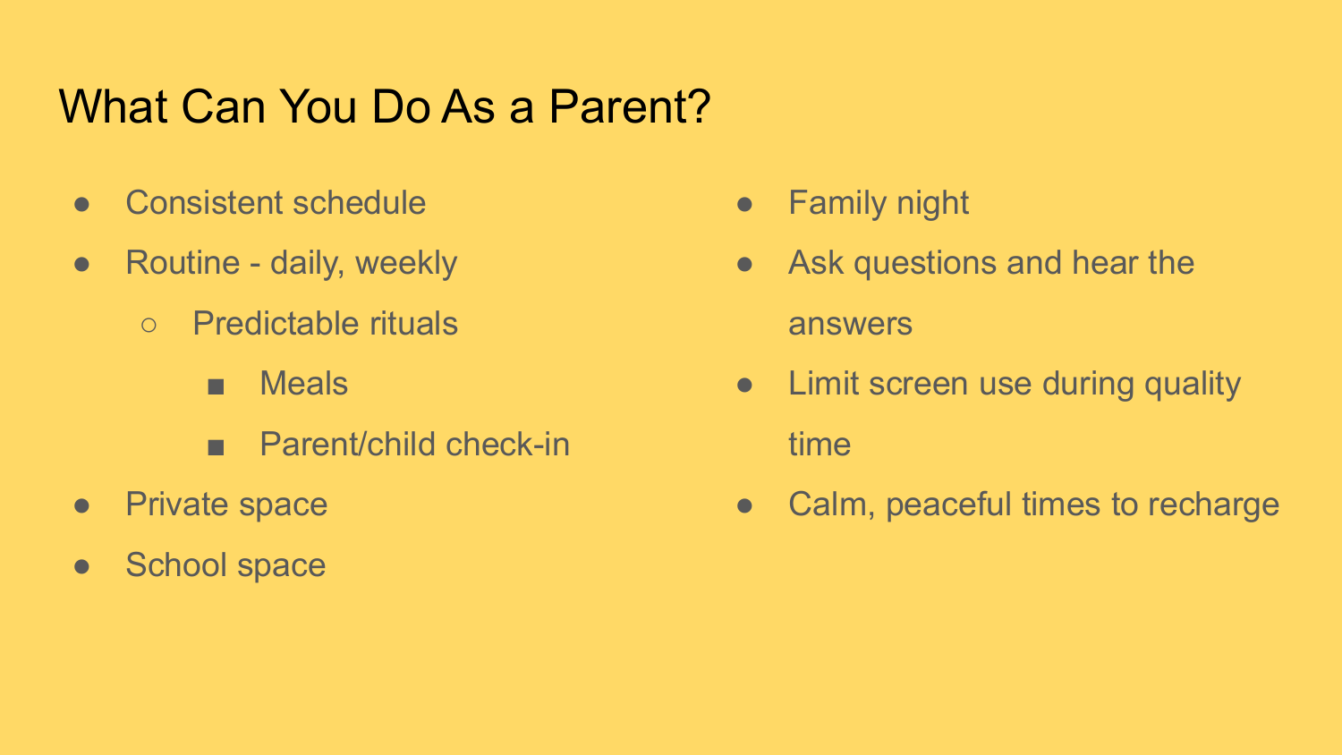# What Can You Do As a Parent?

- Consistent schedule
- Routine - daily, weekly
  - Predictable rituals
    - Meals
    - Parent/child check-in
- Private space
- School space
- Family night
- Ask questions and hear the answers
- Limit screen use during quality time
- Calm, peaceful times to recharge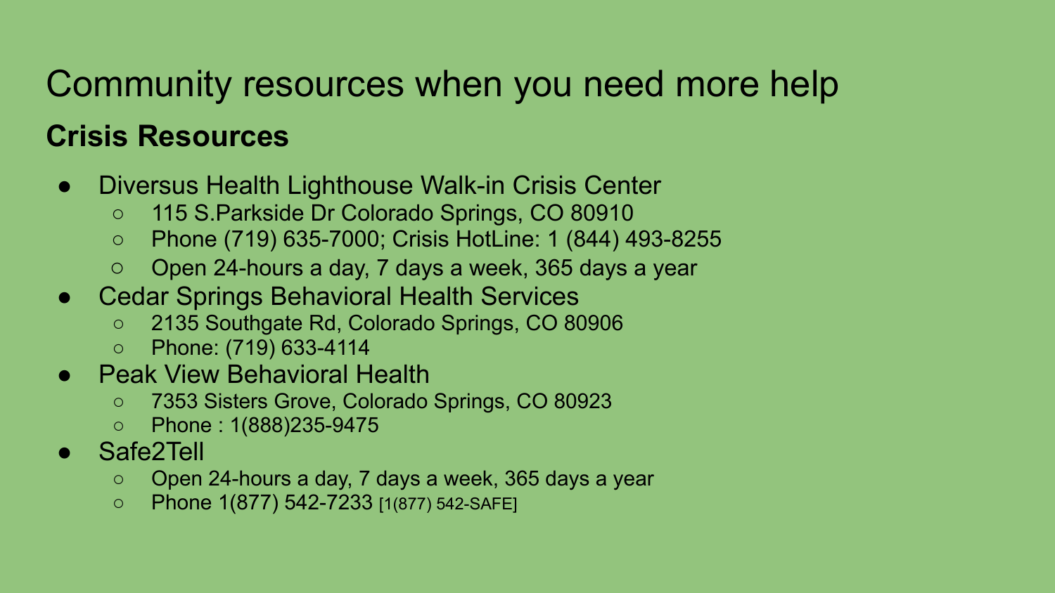# Community resources when you need more help

## Crisis Resources

- Diversus Health Lighthouse Walk-in Crisis Center
  - 115 S.Parkside Dr Colorado Springs, CO 80910
  - Phone (719) 635-7000; Crisis HotLine: 1 (844) 493-8255
  - Open 24-hours a day, 7 days a week, 365 days a year
- Cedar Springs Behavioral Health Services
  - 2135 Southgate Rd, Colorado Springs, CO 80906
  - Phone: (719) 633-4114
- Peak View Behavioral Health
  - 7353 Sisters Grove, Colorado Springs, CO 80923
  - Phone : 1(888)235-9475
- Safe2Tell
  - Open 24-hours a day, 7 days a week, 365 days a year
  - Phone 1(877) 542-7233 [1(877) 542-SAFE]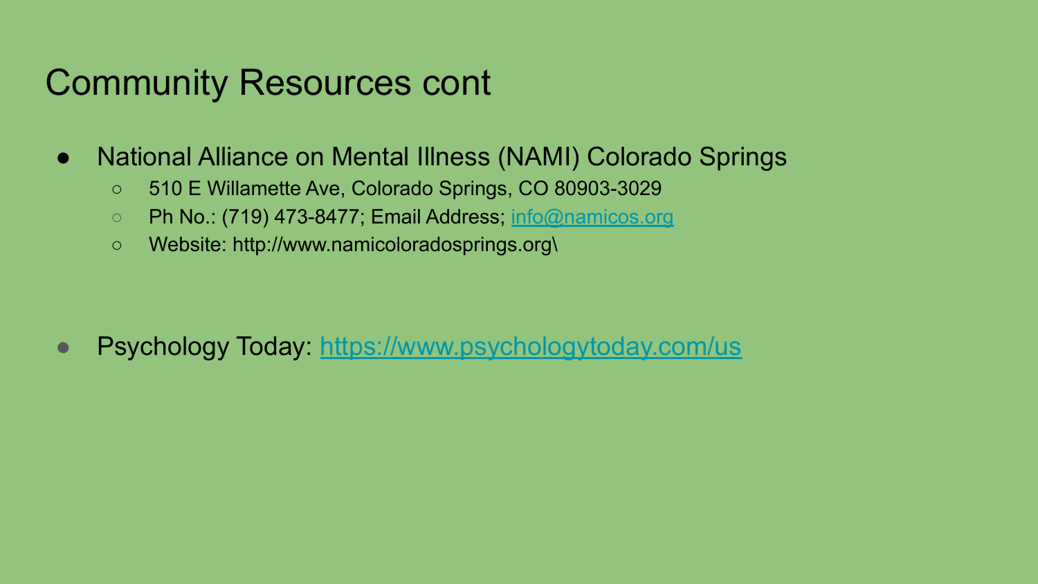# Community Resources cont

- National Alliance on Mental Illness (NAMI) Colorado Springs
  - 510 E Willamette Ave, Colorado Springs, CO 80903-3029
  - Ph No.: (719) 473-8477; Email Address; [info@namicos.org](mailto:info@namicos.org)
  - Website: http://www.namicoloradosprings.org\

- Psychology Today: [https://www.psychologytoday.com/us](https://www.psychologytoday.com/us)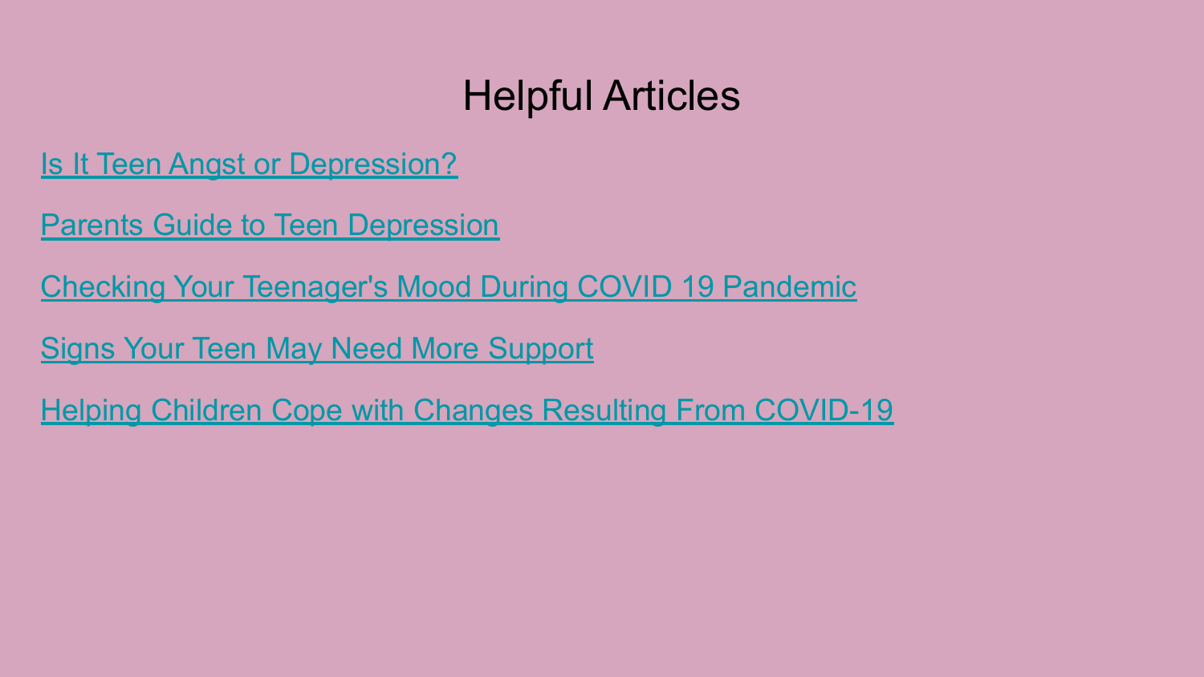# Helpful Articles

Is It Teen Angst or Depression?

Parents Guide to Teen Depression

Checking Your Teenager's Mood During COVID 19 Pandemic

Signs Your Teen May Need More Support

Helping Children Cope with Changes Resulting From COVID-19